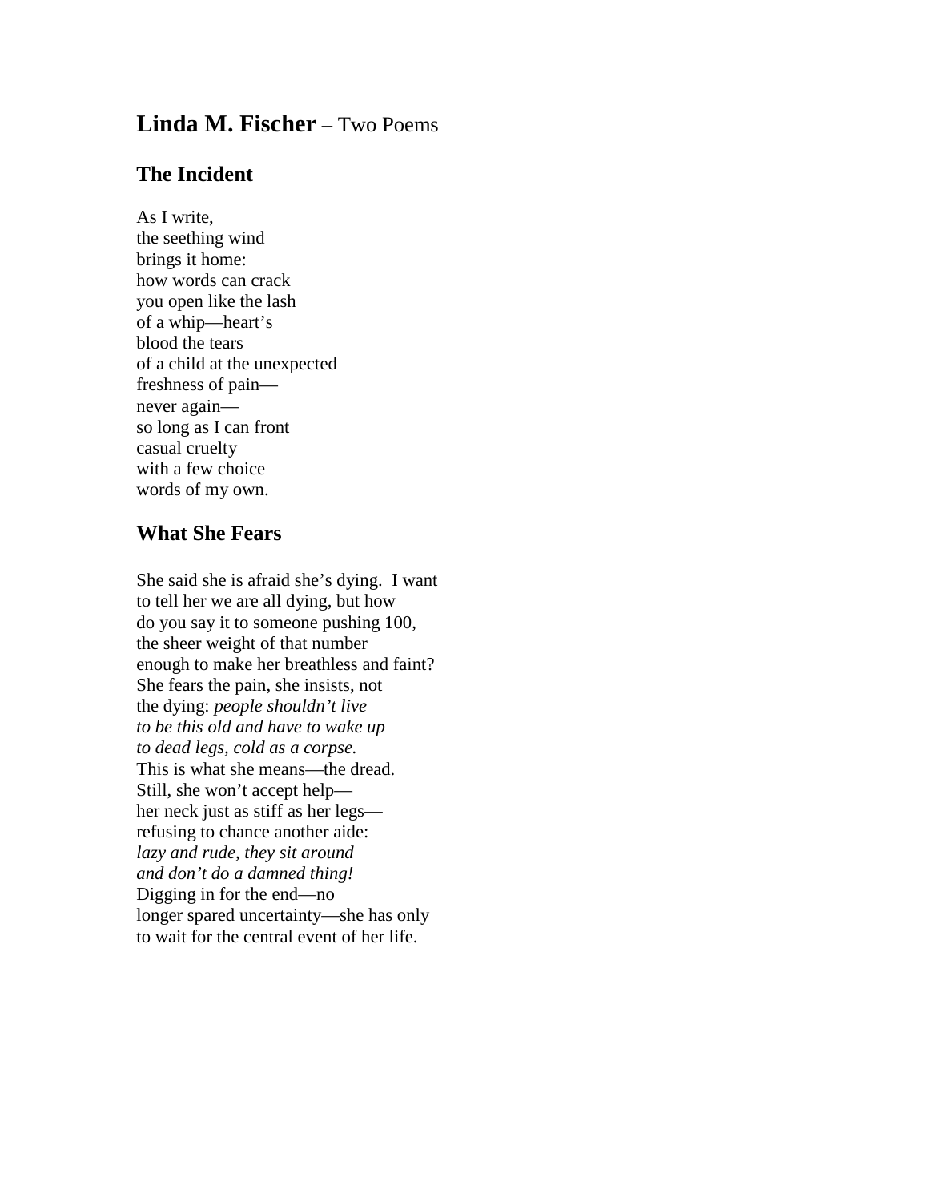# **Linda M. Fischer** – Two Poems

## The Incident

As I write,  
the seething wind  
brings it home:  
how words can crack  
you open like the lash  
of a whip—heart's  
blood the tears  
of a child at the unexpected  
freshness of pain—  
never again—  
so long as I can front  
casual cruelty  
with a few choice  
words of my own.

## What She Fears

She said she is afraid she's dying. I want  
to tell her we are all dying, but how  
do you say it to someone pushing 100,  
the sheer weight of that number  
enough to make her breathless and faint?  
She fears the pain, she insists, not  
the dying: *people shouldn't live*  
*to be this old and have to wake up*  
*to dead legs, cold as a corpse.*  
This is what she means—the dread.  
Still, she won't accept help—  
her neck just as stiff as her legs—  
refusing to chance another aide:  
*lazy and rude, they sit around*  
*and don't do a damned thing!*  
Digging in for the end—no  
longer spared uncertainty—she has only  
to wait for the central event of her life.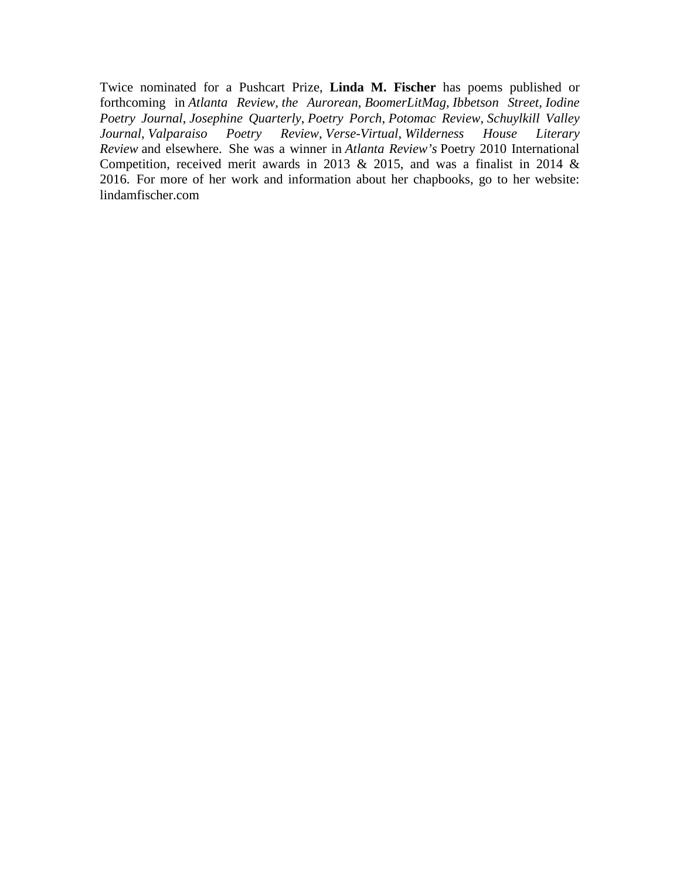Twice nominated for a Pushcart Prize, **Linda M. Fischer** has poems published or forthcoming in *Atlanta Review, the Aurorean*, *BoomerLitMag*, *Ibbetson Street*, *Iodine Poetry Journal*, *Josephine Quarterly*, *Poetry Porch*, *Potomac Review*, *Schuylkill Valley Journal*, *Valparaiso Poetry Review*, *Verse-Virtual*, *Wilderness House Literary Review* and elsewhere. She was a winner in *Atlanta Review's* Poetry 2010 International Competition, received merit awards in 2013 & 2015, and was a finalist in 2014 & 2016. For more of her work and information about her chapbooks, go to her website: lindamfischer.com